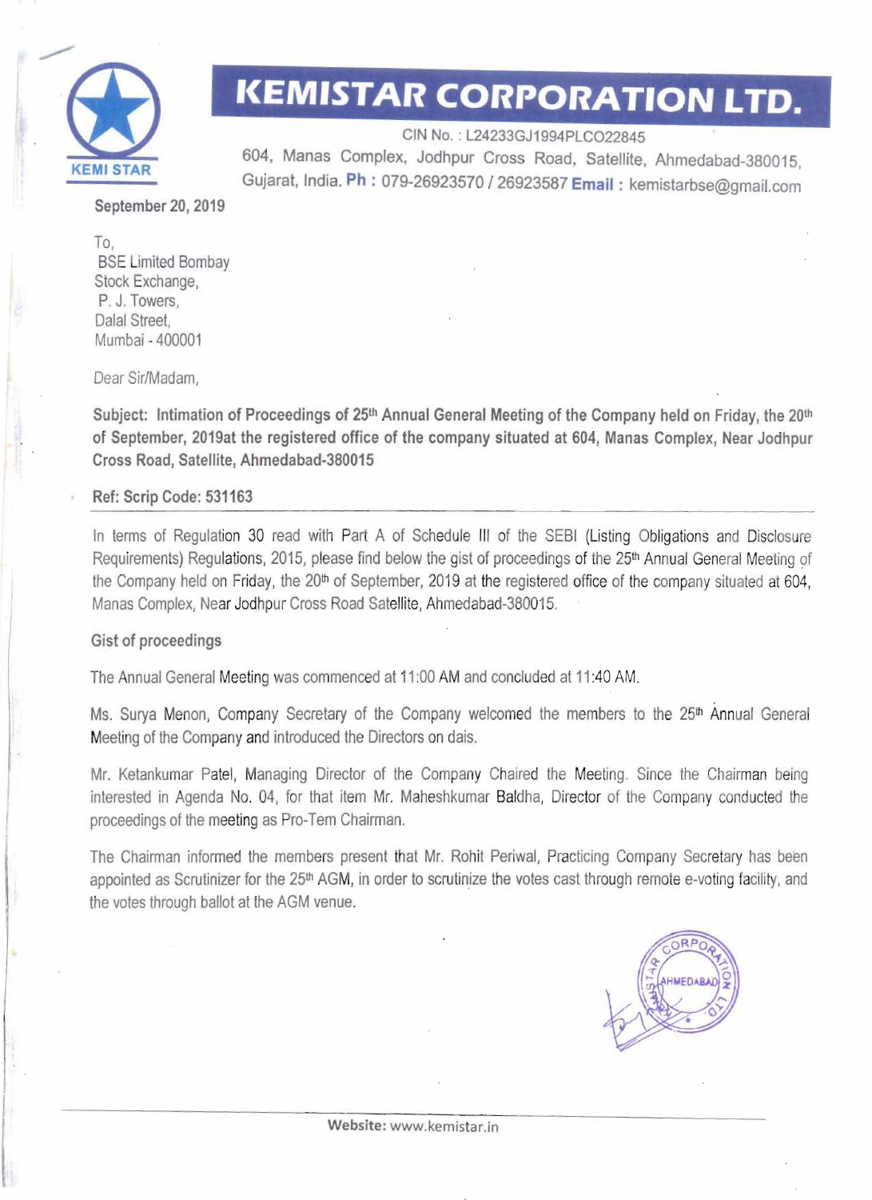# KEMISTAR CORPORATION LTD.

KEMI STAR

CIN No. : L24233GJ1994PLCO22845

604, Manas Complex, Jodhpur Cross Road, Satellite, Ahmedabad-380015, Gujarat, India. **Ph :** 079-26923570 / 26923587 **Email :** kemistarbse@gmail.com

**September 20, 2019**

To,
BSE Limited Bombay
Stock Exchange,
P. J. Towers,
Dalal Street,
Mumbai - 400001

Dear Sir/Madam,

**Subject: Intimation of Proceedings of 25th Annual General Meeting of the Company held on Friday, the 20th of September, 2019at the registered office of the company situated at 604, Manas Complex, Near Jodhpur Cross Road, Satellite, Ahmedabad-380015**

**Ref: Scrip Code: 531163**

In terms of Regulation 30 read with Part A of Schedule III of the SEBI (Listing Obligations and Disclosure Requirements) Regulations, 2015, please find below the gist of proceedings of the 25th Annual General Meeting of the Company held on Friday, the 20th of September, 2019 at the registered office of the company situated at 604, Manas Complex, Near Jodhpur Cross Road Satellite, Ahmedabad-380015.

**Gist of proceedings**

The Annual General Meeting was commenced at 11:00 AM and concluded at 11:40 AM.

Ms. Surya Menon, Company Secretary of the Company welcomed the members to the 25th Annual General Meeting of the Company and introduced the Directors on dais.

Mr. Ketankumar Patel, Managing Director of the Company Chaired the Meeting. Since the Chairman being interested in Agenda No. 04, for that item Mr. Maheshkumar Baldha, Director of the Company conducted the proceedings of the meeting as Pro-Tem Chairman.

The Chairman informed the members present that Mr. Rohit Periwal, Practicing Company Secretary has been appointed as Scrutinizer for the 25th AGM, in order to scrutinize the votes cast through remote e-voting facility, and the votes through ballot at the AGM venue.

**Website:** www.kemistar.in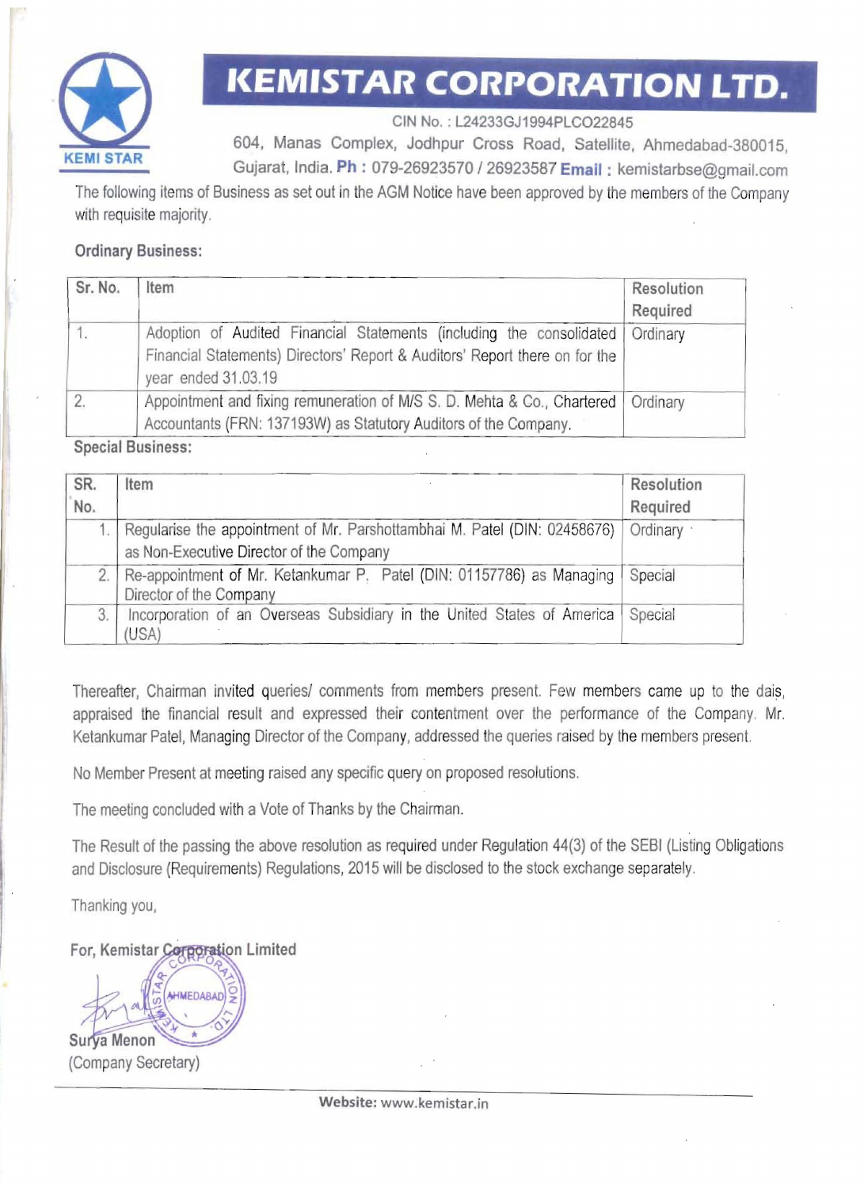# KEMISTAR CORPORATION LTD.

CIN No. : L24233GJ1994PLCO22845

604, Manas Complex, Jodhpur Cross Road, Satellite, Ahmedabad-380015, Gujarat, India. **Ph :** 079-26923570 / 26923587 **Email :** kemistarbse@gmail.com

The following items of Business as set out in the AGM Notice have been approved by the members of the Company with requisite majority.

**Ordinary Business:**

| Sr. No. | Item | Resolution Required |
|---|---|---|
| 1. | Adoption of Audited Financial Statements (including the consolidated Financial Statements) Directors' Report & Auditors' Report there on for the year ended 31.03.19 | Ordinary |
| 2. | Appointment and fixing remuneration of M/S S. D. Mehta & Co., Chartered Accountants (FRN: 137193W) as Statutory Auditors of the Company. | Ordinary |

**Special Business:**

| SR. No. | Item | Resolution Required |
|---|---|---|
| 1. | Regularise the appointment of Mr. Parshottambhai M. Patel (DIN: 02458676) as Non-Executive Director of the Company | Ordinary |
| 2. | Re-appointment of Mr. Ketankumar P. Patel (DIN: 01157786) as Managing Director of the Company | Special |
| 3. | Incorporation of an Overseas Subsidiary in the United States of America (USA) | Special |

Thereafter, Chairman invited queries/ comments from members present. Few members came up to the dais, appraised the financial result and expressed their contentment over the performance of the Company. Mr. Ketankumar Patel, Managing Director of the Company, addressed the queries raised by the members present.

No Member Present at meeting raised any specific query on proposed resolutions.

The meeting concluded with a Vote of Thanks by the Chairman.

The Result of the passing the above resolution as required under Regulation 44(3) of the SEBI (Listing Obligations and Disclosure (Requirements) Regulations, 2015 will be disclosed to the stock exchange separately.

Thanking you,

For, Kemistar Corporation Limited

Surya Menon
(Company Secretary)

**Website:** www.kemistar.in